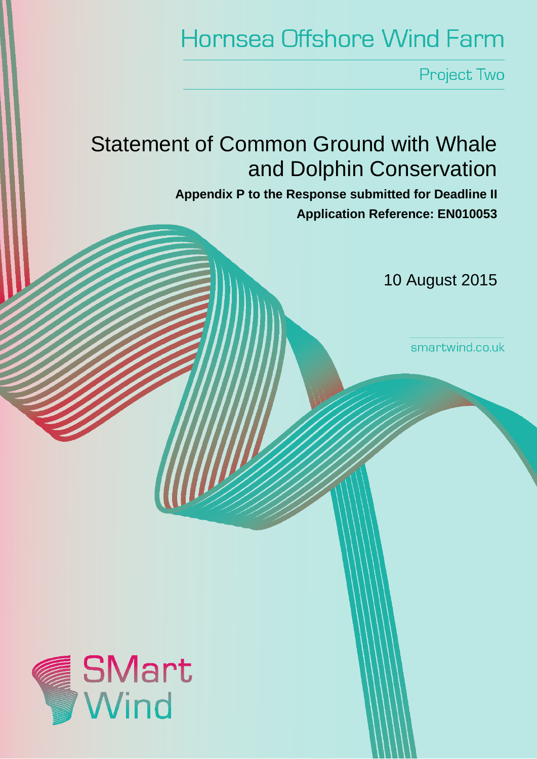Hornsea Offshore Wind Farm

Project Two

# Statement of Common Ground with Whale and Dolphin Conservation

**Appendix P to the Response submitted for Deadline II**

**Application Reference: EN010053**

10 August 2015

smartwind.co.uk

SMart Wind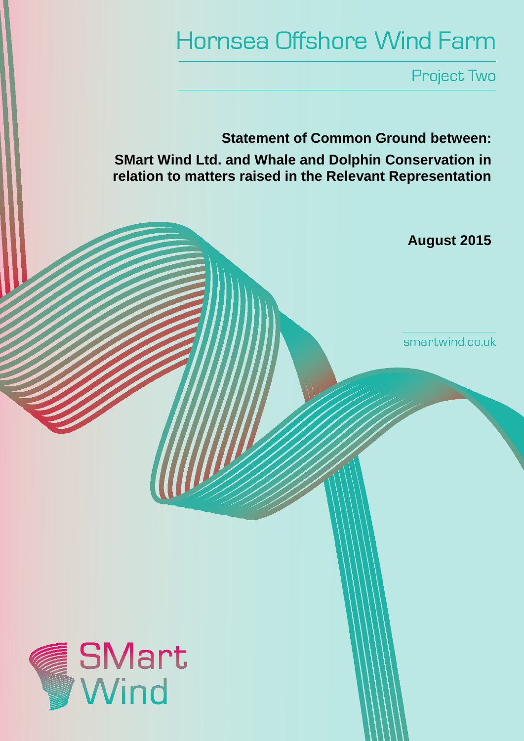# Hornsea Offshore Wind Farm

## Project Two

**Statement of Common Ground between:**

**SMart Wind Ltd. and Whale and Dolphin Conservation in relation to matters raised in the Relevant Representation**

**August 2015**

smartwind.co.uk

SMart Wind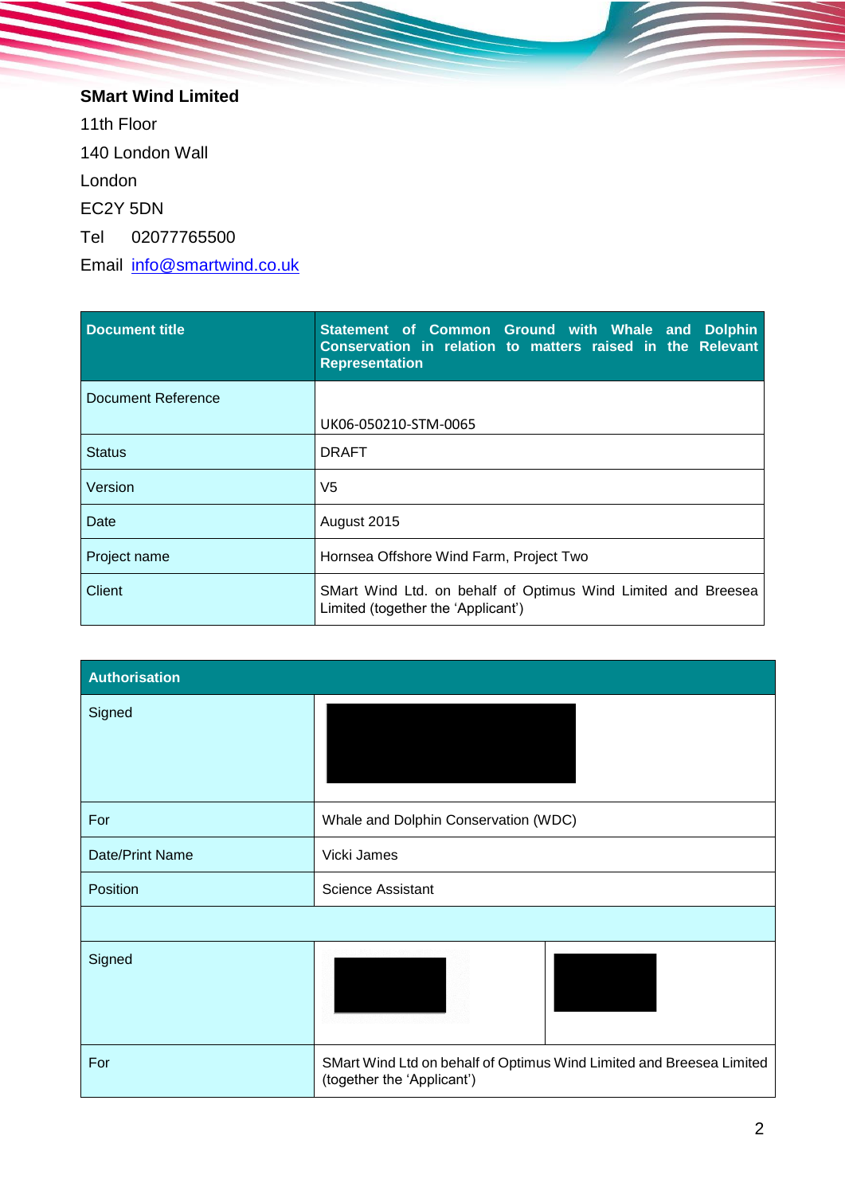**SMart Wind Limited**

11th Floor

140 London Wall

London

EC2Y 5DN

Tel 02077765500

Email info@smartwind.co.uk

| **Document title** | **Statement of Common Ground with Whale and Dolphin Conservation in relation to matters raised in the Relevant Representation** |
|---|---|
| Document Reference | UK06-050210-STM-0065 |
| Status | DRAFT |
| Version | V5 |
| Date | August 2015 |
| Project name | Hornsea Offshore Wind Farm, Project Two |
| Client | SMart Wind Ltd. on behalf of Optimus Wind Limited and Breesea Limited (together the 'Applicant') |

| **Authorisation** | | |
|---|---|---|
| Signed | | |
| For | Whale and Dolphin Conservation (WDC) | |
| Date/Print Name | Vicki James | |
| Position | Science Assistant | |
| | | |
| Signed | | |
| For | SMart Wind Ltd on behalf of Optimus Wind Limited and Breesea Limited (together the 'Applicant') | |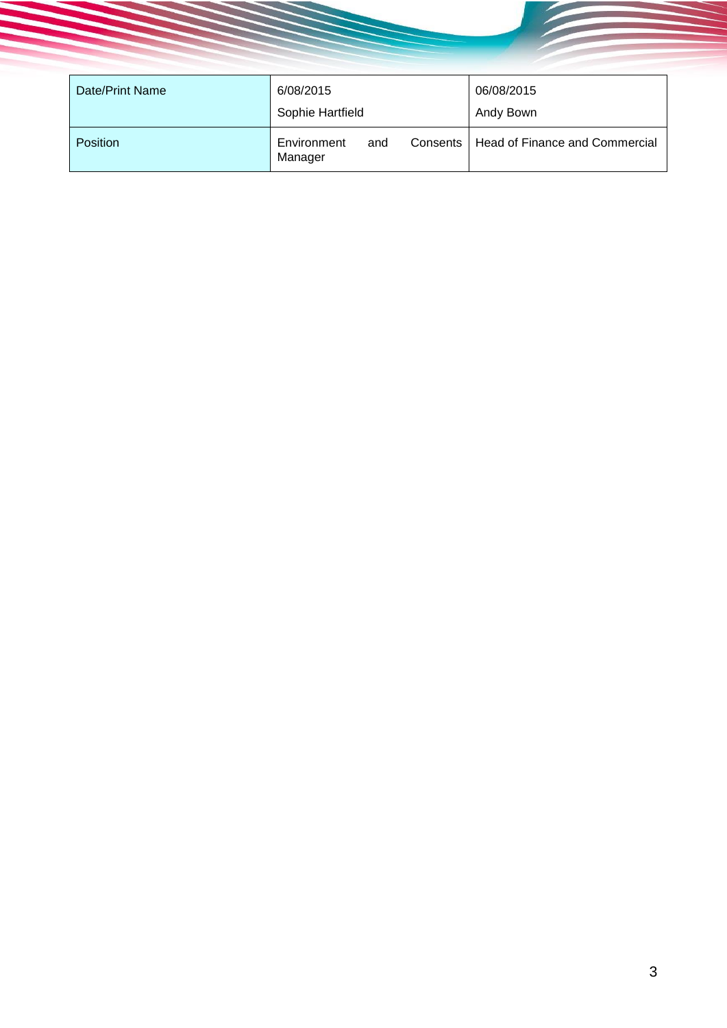| Date/Print Name | 6/08/2015<br>Sophie Hartfield | 06/08/2015<br>Andy Bown |
|---|---|---|
| Position | Environment and Consents Manager | Head of Finance and Commercial |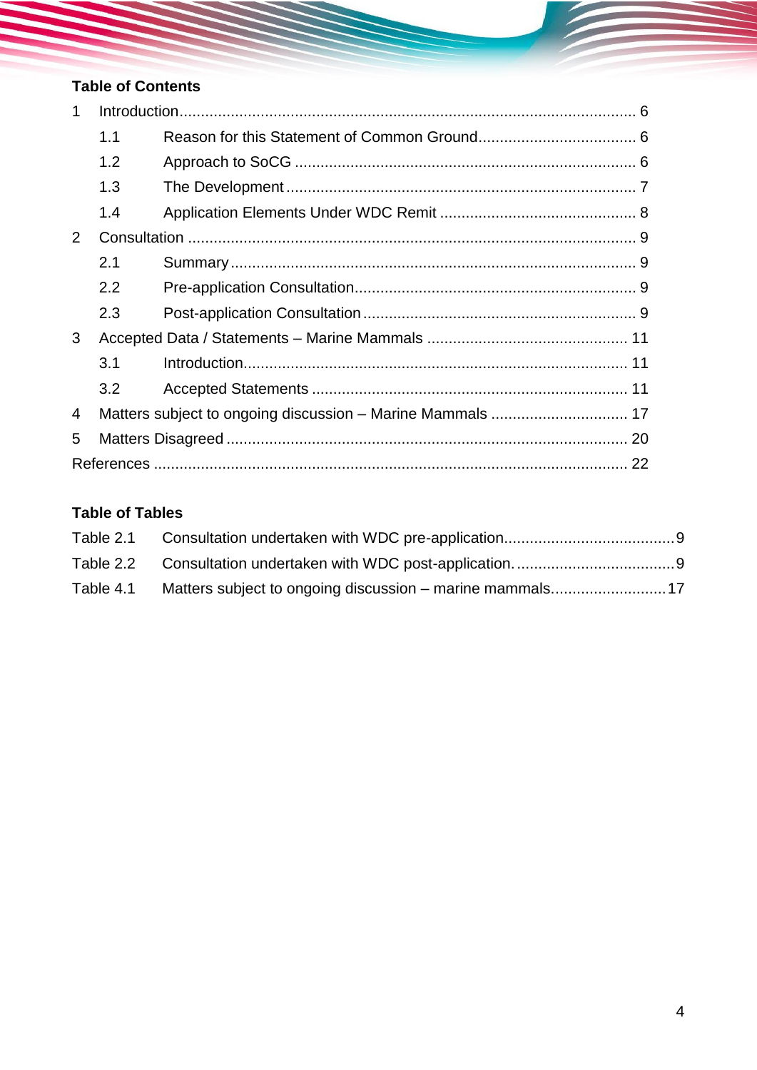**Table of Contents**

1 Introduction ........................................................................................................ 6

1.1 Reason for this Statement of Common Ground .................................... 6

1.2 Approach to SoCG ................................................................................ 6

1.3 The Development .................................................................................. 7

1.4 Application Elements Under WDC Remit .............................................. 8

2 Consultation ........................................................................................................ 9

2.1 Summary ............................................................................................... 9

2.2 Pre-application Consultation .................................................................. 9

2.3 Post-application Consultation ................................................................ 9

3 Accepted Data / Statements – Marine Mammals ............................................... 11

3.1 Introduction .......................................................................................... 11

3.2 Accepted Statements .......................................................................... 11

4 Matters subject to ongoing discussion – Marine Mammals ................................ 17

5 Matters Disagreed .............................................................................................. 20

References .............................................................................................................. 22

**Table of Tables**

Table 2.1 Consultation undertaken with WDC pre-application ........................................ 9

Table 2.2 Consultation undertaken with WDC post-application. ..................................... 9

Table 4.1 Matters subject to ongoing discussion – marine mammals. .......................... 17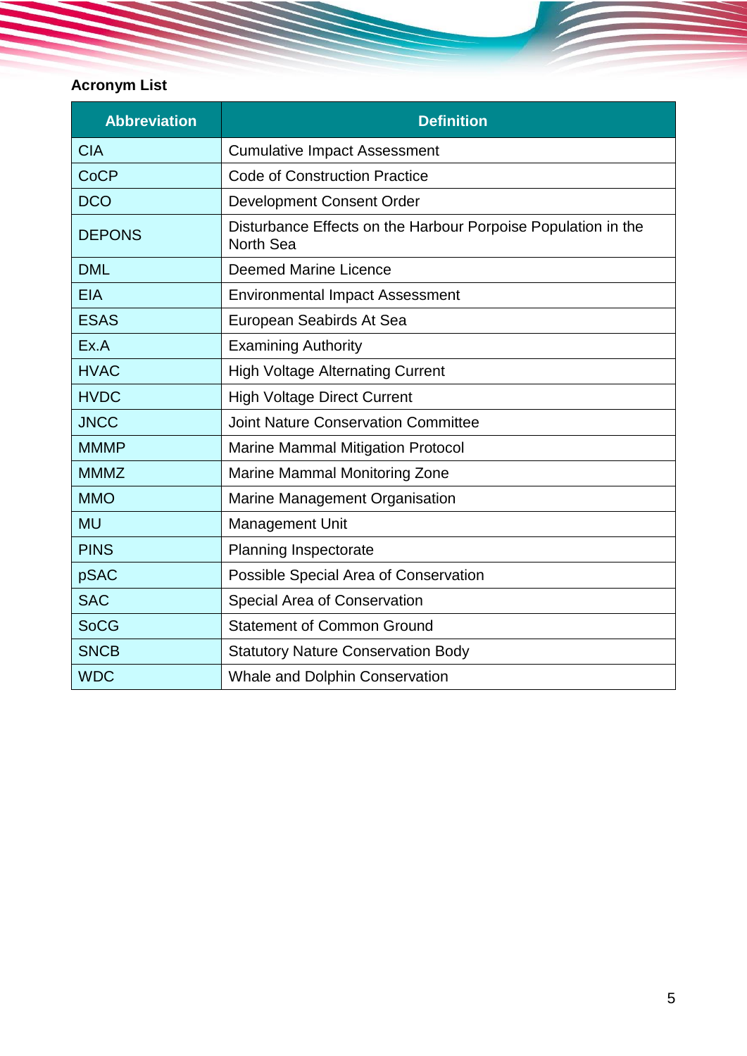**Acronym List**

| Abbreviation | Definition |
|---|---|
| CIA | Cumulative Impact Assessment |
| CoCP | Code of Construction Practice |
| DCO | Development Consent Order |
| DEPONS | Disturbance Effects on the Harbour Porpoise Population in the North Sea |
| DML | Deemed Marine Licence |
| EIA | Environmental Impact Assessment |
| ESAS | European Seabirds At Sea |
| Ex.A | Examining Authority |
| HVAC | High Voltage Alternating Current |
| HVDC | High Voltage Direct Current |
| JNCC | Joint Nature Conservation Committee |
| MMMP | Marine Mammal Mitigation Protocol |
| MMMZ | Marine Mammal Monitoring Zone |
| MMO | Marine Management Organisation |
| MU | Management Unit |
| PINS | Planning Inspectorate |
| pSAC | Possible Special Area of Conservation |
| SAC | Special Area of Conservation |
| SoCG | Statement of Common Ground |
| SNCB | Statutory Nature Conservation Body |
| WDC | Whale and Dolphin Conservation |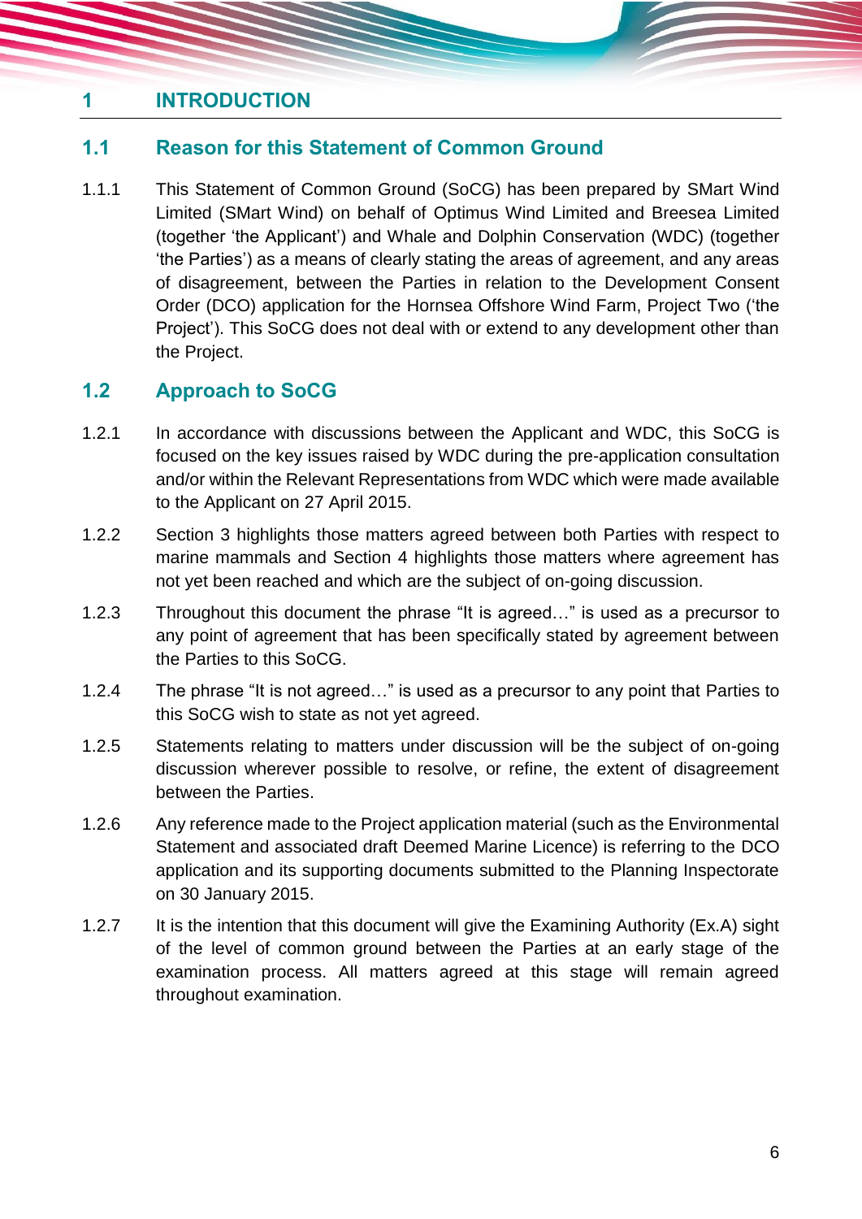# 1 INTRODUCTION

## 1.1 Reason for this Statement of Common Ground

1.1.1 This Statement of Common Ground (SoCG) has been prepared by SMart Wind Limited (SMart Wind) on behalf of Optimus Wind Limited and Breesea Limited (together 'the Applicant') and Whale and Dolphin Conservation (WDC) (together 'the Parties') as a means of clearly stating the areas of agreement, and any areas of disagreement, between the Parties in relation to the Development Consent Order (DCO) application for the Hornsea Offshore Wind Farm, Project Two ('the Project'). This SoCG does not deal with or extend to any development other than the Project.

## 1.2 Approach to SoCG

1.2.1 In accordance with discussions between the Applicant and WDC, this SoCG is focused on the key issues raised by WDC during the pre-application consultation and/or within the Relevant Representations from WDC which were made available to the Applicant on 27 April 2015.

1.2.2 Section 3 highlights those matters agreed between both Parties with respect to marine mammals and Section 4 highlights those matters where agreement has not yet been reached and which are the subject of on-going discussion.

1.2.3 Throughout this document the phrase "It is agreed…" is used as a precursor to any point of agreement that has been specifically stated by agreement between the Parties to this SoCG.

1.2.4 The phrase "It is not agreed…" is used as a precursor to any point that Parties to this SoCG wish to state as not yet agreed.

1.2.5 Statements relating to matters under discussion will be the subject of on-going discussion wherever possible to resolve, or refine, the extent of disagreement between the Parties.

1.2.6 Any reference made to the Project application material (such as the Environmental Statement and associated draft Deemed Marine Licence) is referring to the DCO application and its supporting documents submitted to the Planning Inspectorate on 30 January 2015.

1.2.7 It is the intention that this document will give the Examining Authority (Ex.A) sight of the level of common ground between the Parties at an early stage of the examination process. All matters agreed at this stage will remain agreed throughout examination.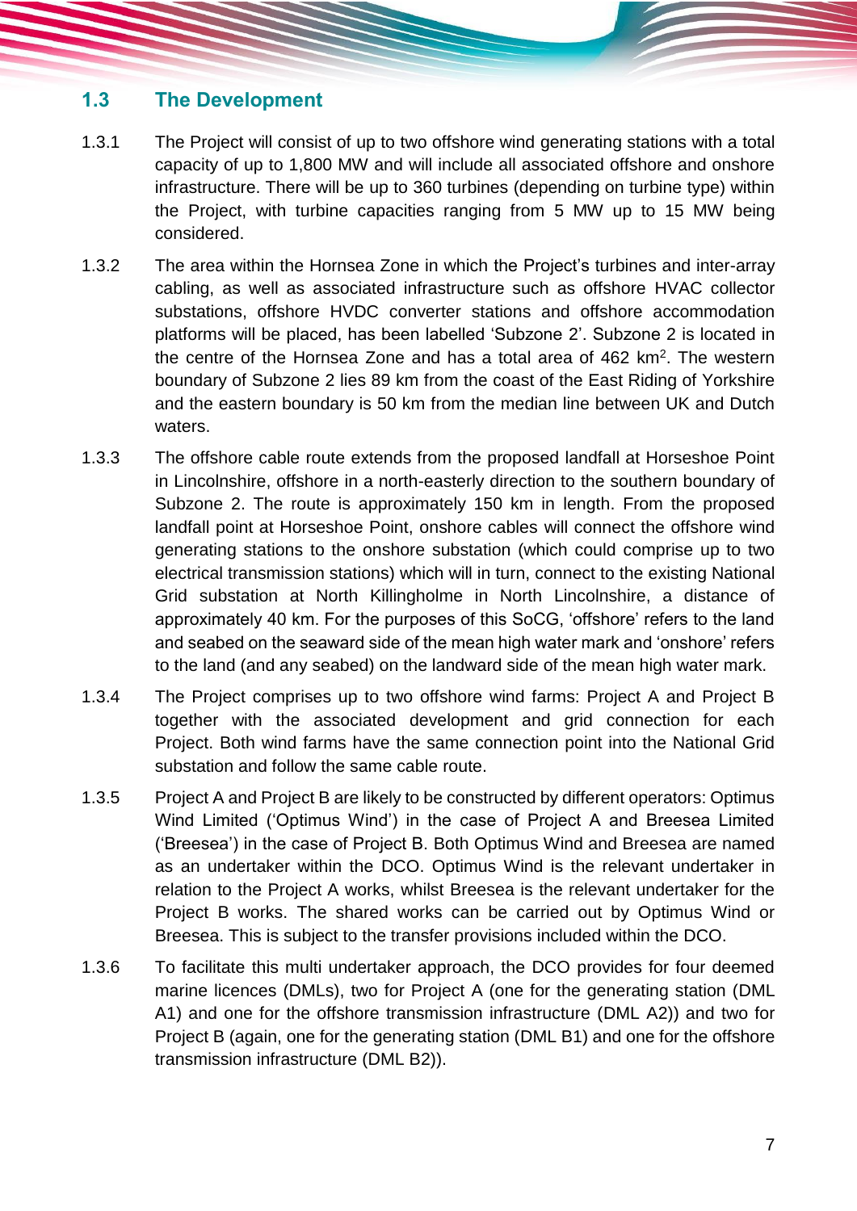## 1.3 The Development

1.3.1 The Project will consist of up to two offshore wind generating stations with a total capacity of up to 1,800 MW and will include all associated offshore and onshore infrastructure. There will be up to 360 turbines (depending on turbine type) within the Project, with turbine capacities ranging from 5 MW up to 15 MW being considered.

1.3.2 The area within the Hornsea Zone in which the Project's turbines and inter-array cabling, as well as associated infrastructure such as offshore HVAC collector substations, offshore HVDC converter stations and offshore accommodation platforms will be placed, has been labelled 'Subzone 2'. Subzone 2 is located in the centre of the Hornsea Zone and has a total area of 462 km$^2$. The western boundary of Subzone 2 lies 89 km from the coast of the East Riding of Yorkshire and the eastern boundary is 50 km from the median line between UK and Dutch waters.

1.3.3 The offshore cable route extends from the proposed landfall at Horseshoe Point in Lincolnshire, offshore in a north-easterly direction to the southern boundary of Subzone 2. The route is approximately 150 km in length. From the proposed landfall point at Horseshoe Point, onshore cables will connect the offshore wind generating stations to the onshore substation (which could comprise up to two electrical transmission stations) which will in turn, connect to the existing National Grid substation at North Killingholme in North Lincolnshire, a distance of approximately 40 km. For the purposes of this SoCG, 'offshore' refers to the land and seabed on the seaward side of the mean high water mark and 'onshore' refers to the land (and any seabed) on the landward side of the mean high water mark.

1.3.4 The Project comprises up to two offshore wind farms: Project A and Project B together with the associated development and grid connection for each Project. Both wind farms have the same connection point into the National Grid substation and follow the same cable route.

1.3.5 Project A and Project B are likely to be constructed by different operators: Optimus Wind Limited ('Optimus Wind') in the case of Project A and Breesea Limited ('Breesea') in the case of Project B. Both Optimus Wind and Breesea are named as an undertaker within the DCO. Optimus Wind is the relevant undertaker in relation to the Project A works, whilst Breesea is the relevant undertaker for the Project B works. The shared works can be carried out by Optimus Wind or Breesea. This is subject to the transfer provisions included within the DCO.

1.3.6 To facilitate this multi undertaker approach, the DCO provides for four deemed marine licences (DMLs), two for Project A (one for the generating station (DML A1) and one for the offshore transmission infrastructure (DML A2)) and two for Project B (again, one for the generating station (DML B1) and one for the offshore transmission infrastructure (DML B2)).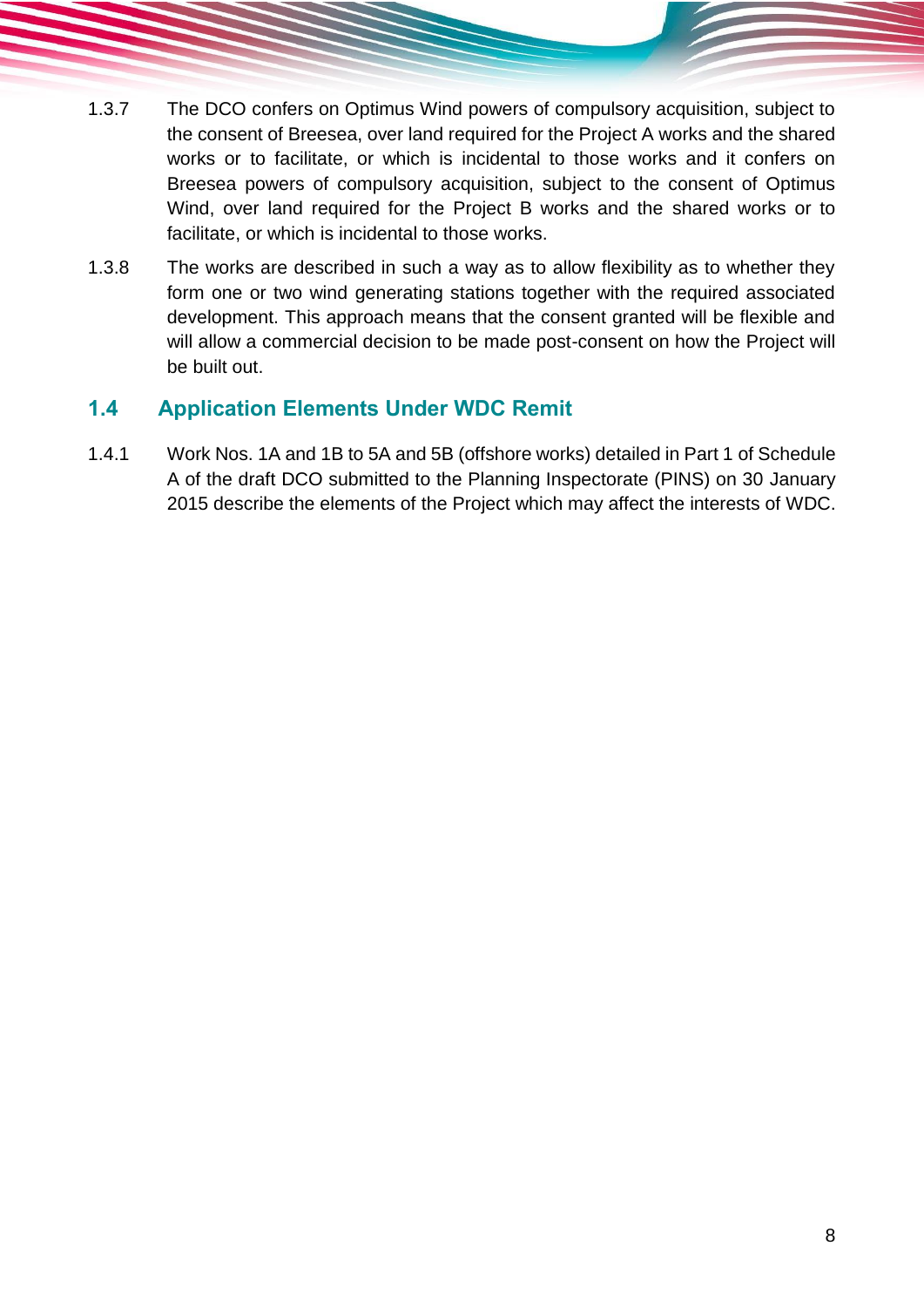1.3.7 The DCO confers on Optimus Wind powers of compulsory acquisition, subject to the consent of Breesea, over land required for the Project A works and the shared works or to facilitate, or which is incidental to those works and it confers on Breesea powers of compulsory acquisition, subject to the consent of Optimus Wind, over land required for the Project B works and the shared works or to facilitate, or which is incidental to those works.

1.3.8 The works are described in such a way as to allow flexibility as to whether they form one or two wind generating stations together with the required associated development. This approach means that the consent granted will be flexible and will allow a commercial decision to be made post-consent on how the Project will be built out.

## 1.4 Application Elements Under WDC Remit

1.4.1 Work Nos. 1A and 1B to 5A and 5B (offshore works) detailed in Part 1 of Schedule A of the draft DCO submitted to the Planning Inspectorate (PINS) on 30 January 2015 describe the elements of the Project which may affect the interests of WDC.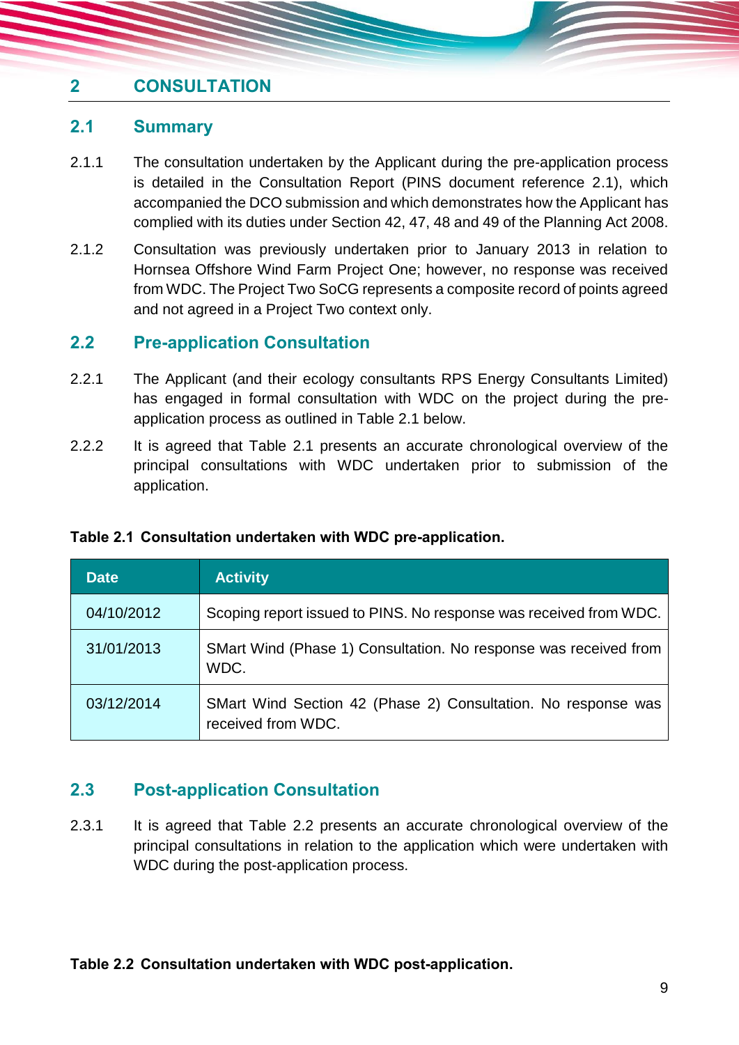# 2 CONSULTATION

## 2.1 Summary

2.1.1 The consultation undertaken by the Applicant during the pre-application process is detailed in the Consultation Report (PINS document reference 2.1), which accompanied the DCO submission and which demonstrates how the Applicant has complied with its duties under Section 42, 47, 48 and 49 of the Planning Act 2008.

2.1.2 Consultation was previously undertaken prior to January 2013 in relation to Hornsea Offshore Wind Farm Project One; however, no response was received from WDC. The Project Two SoCG represents a composite record of points agreed and not agreed in a Project Two context only.

## 2.2 Pre-application Consultation

2.2.1 The Applicant (and their ecology consultants RPS Energy Consultants Limited) has engaged in formal consultation with WDC on the project during the pre-application process as outlined in Table 2.1 below.

2.2.2 It is agreed that Table 2.1 presents an accurate chronological overview of the principal consultations with WDC undertaken prior to submission of the application.

**Table 2.1 Consultation undertaken with WDC pre-application.**

| Date | Activity |
|---|---|
| 04/10/2012 | Scoping report issued to PINS. No response was received from WDC. |
| 31/01/2013 | SMart Wind (Phase 1) Consultation. No response was received from WDC. |
| 03/12/2014 | SMart Wind Section 42 (Phase 2) Consultation. No response was received from WDC. |

## 2.3 Post-application Consultation

2.3.1 It is agreed that Table 2.2 presents an accurate chronological overview of the principal consultations in relation to the application which were undertaken with WDC during the post-application process.

**Table 2.2 Consultation undertaken with WDC post-application.**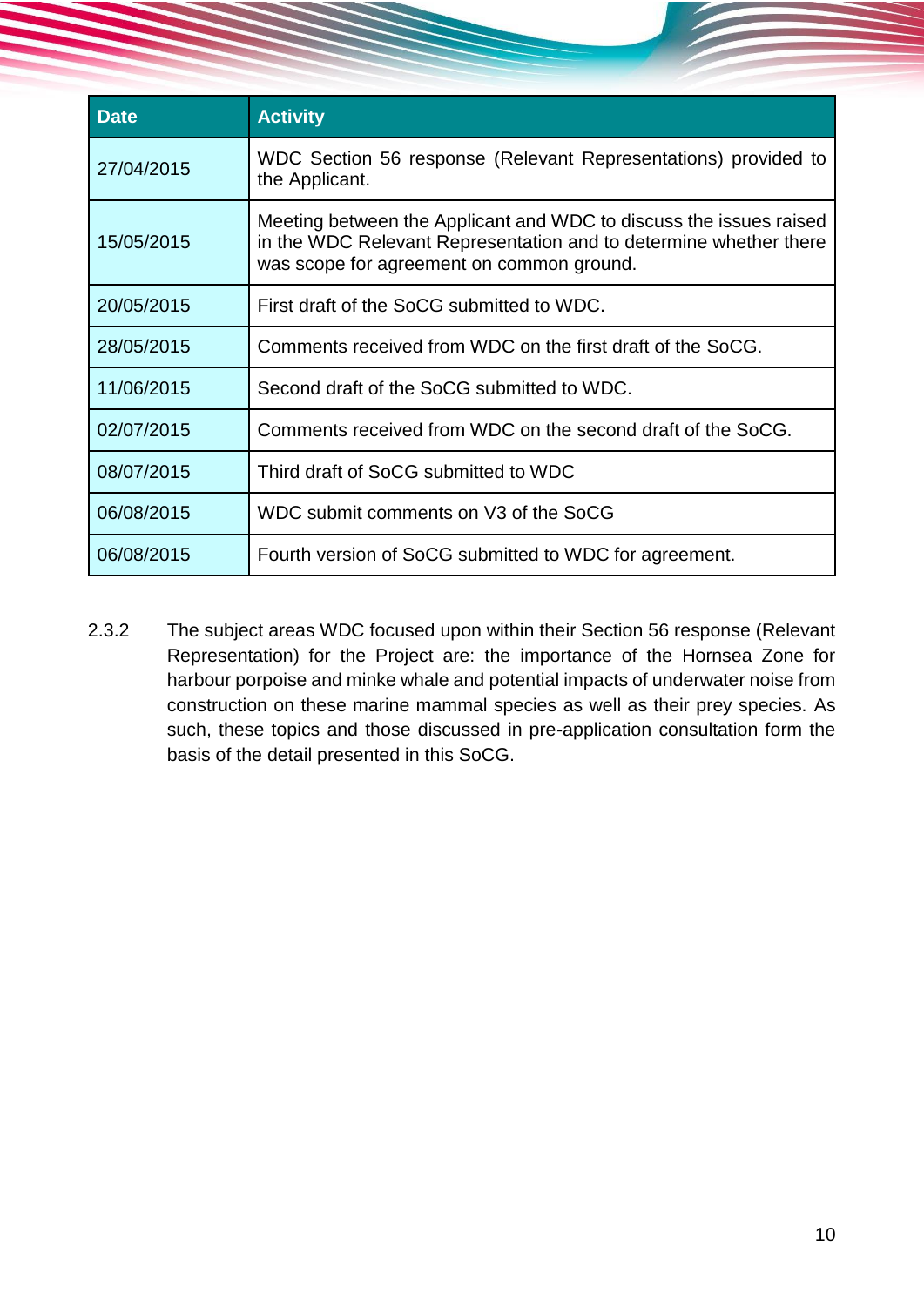| Date | Activity |
| --- | --- |
| 27/04/2015 | WDC Section 56 response (Relevant Representations) provided to the Applicant. |
| 15/05/2015 | Meeting between the Applicant and WDC to discuss the issues raised in the WDC Relevant Representation and to determine whether there was scope for agreement on common ground. |
| 20/05/2015 | First draft of the SoCG submitted to WDC. |
| 28/05/2015 | Comments received from WDC on the first draft of the SoCG. |
| 11/06/2015 | Second draft of the SoCG submitted to WDC. |
| 02/07/2015 | Comments received from WDC on the second draft of the SoCG. |
| 08/07/2015 | Third draft of SoCG submitted to WDC |
| 06/08/2015 | WDC submit comments on V3 of the SoCG |
| 06/08/2015 | Fourth version of SoCG submitted to WDC for agreement. |

2.3.2 The subject areas WDC focused upon within their Section 56 response (Relevant Representation) for the Project are: the importance of the Hornsea Zone for harbour porpoise and minke whale and potential impacts of underwater noise from construction on these marine mammal species as well as their prey species. As such, these topics and those discussed in pre-application consultation form the basis of the detail presented in this SoCG.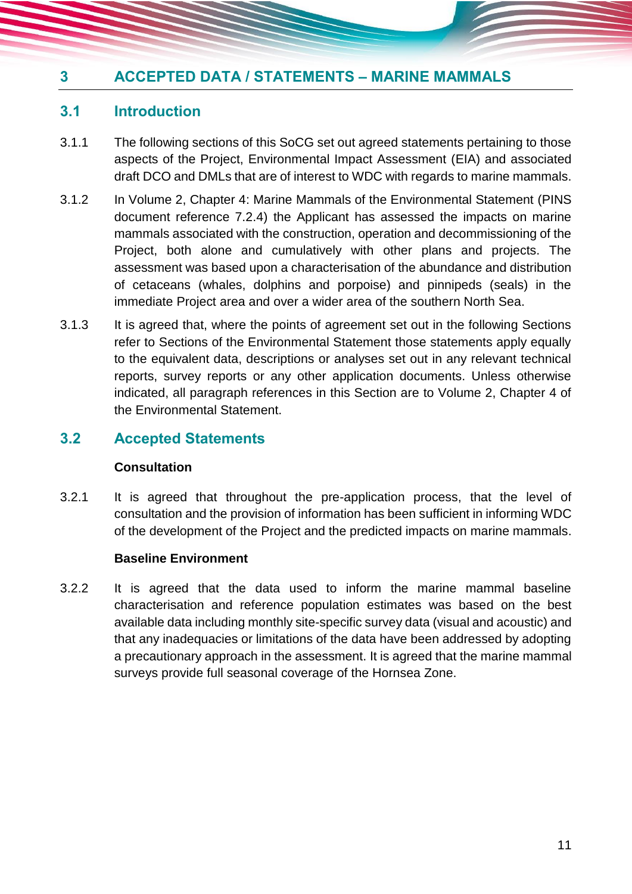# 3 ACCEPTED DATA / STATEMENTS – MARINE MAMMALS

## 3.1 Introduction

3.1.1 The following sections of this SoCG set out agreed statements pertaining to those aspects of the Project, Environmental Impact Assessment (EIA) and associated draft DCO and DMLs that are of interest to WDC with regards to marine mammals.

3.1.2 In Volume 2, Chapter 4: Marine Mammals of the Environmental Statement (PINS document reference 7.2.4) the Applicant has assessed the impacts on marine mammals associated with the construction, operation and decommissioning of the Project, both alone and cumulatively with other plans and projects. The assessment was based upon a characterisation of the abundance and distribution of cetaceans (whales, dolphins and porpoise) and pinnipeds (seals) in the immediate Project area and over a wider area of the southern North Sea.

3.1.3 It is agreed that, where the points of agreement set out in the following Sections refer to Sections of the Environmental Statement those statements apply equally to the equivalent data, descriptions or analyses set out in any relevant technical reports, survey reports or any other application documents. Unless otherwise indicated, all paragraph references in this Section are to Volume 2, Chapter 4 of the Environmental Statement.

## 3.2 Accepted Statements

**Consultation**

3.2.1 It is agreed that throughout the pre-application process, that the level of consultation and the provision of information has been sufficient in informing WDC of the development of the Project and the predicted impacts on marine mammals.

**Baseline Environment**

3.2.2 It is agreed that the data used to inform the marine mammal baseline characterisation and reference population estimates was based on the best available data including monthly site-specific survey data (visual and acoustic) and that any inadequacies or limitations of the data have been addressed by adopting a precautionary approach in the assessment. It is agreed that the marine mammal surveys provide full seasonal coverage of the Hornsea Zone.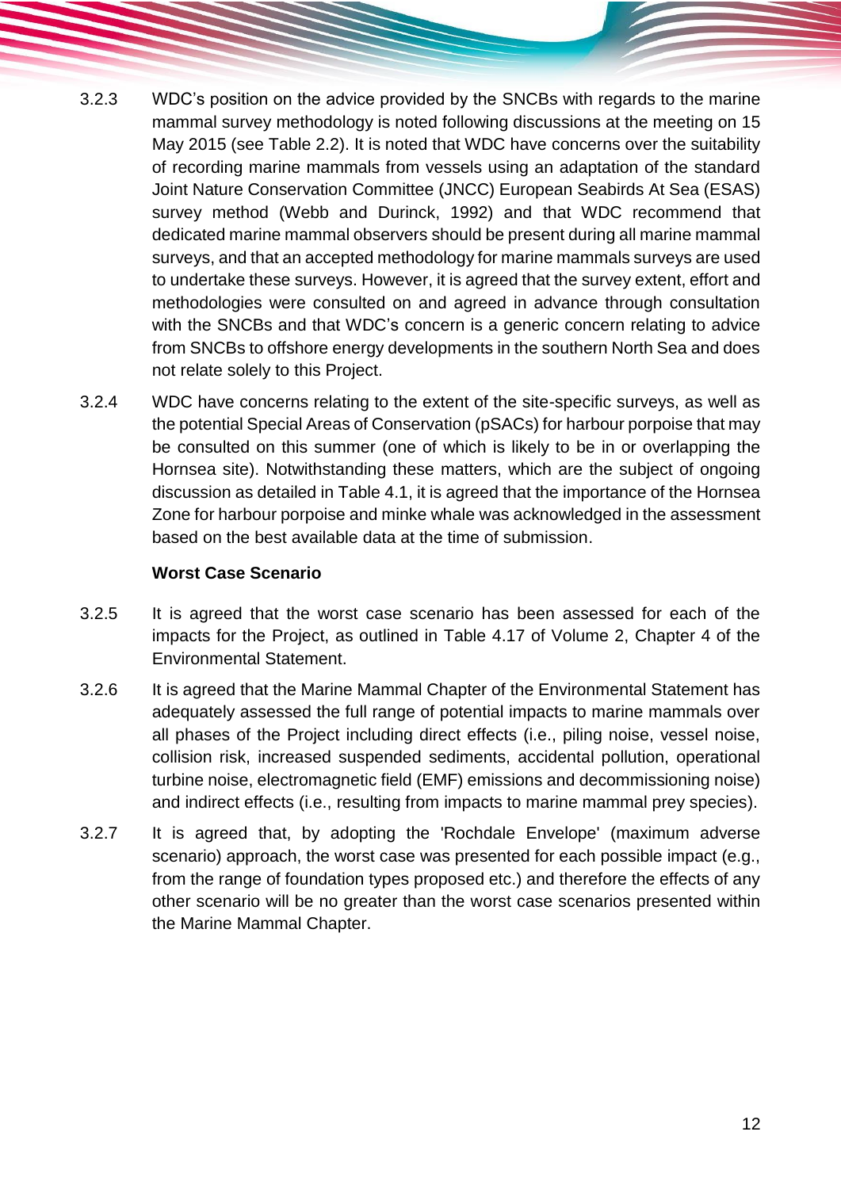3.2.3 WDC's position on the advice provided by the SNCBs with regards to the marine mammal survey methodology is noted following discussions at the meeting on 15 May 2015 (see Table 2.2). It is noted that WDC have concerns over the suitability of recording marine mammals from vessels using an adaptation of the standard Joint Nature Conservation Committee (JNCC) European Seabirds At Sea (ESAS) survey method (Webb and Durinck, 1992) and that WDC recommend that dedicated marine mammal observers should be present during all marine mammal surveys, and that an accepted methodology for marine mammals surveys are used to undertake these surveys. However, it is agreed that the survey extent, effort and methodologies were consulted on and agreed in advance through consultation with the SNCBs and that WDC's concern is a generic concern relating to advice from SNCBs to offshore energy developments in the southern North Sea and does not relate solely to this Project.

3.2.4 WDC have concerns relating to the extent of the site-specific surveys, as well as the potential Special Areas of Conservation (pSACs) for harbour porpoise that may be consulted on this summer (one of which is likely to be in or overlapping the Hornsea site). Notwithstanding these matters, which are the subject of ongoing discussion as detailed in Table 4.1, it is agreed that the importance of the Hornsea Zone for harbour porpoise and minke whale was acknowledged in the assessment based on the best available data at the time of submission.

**Worst Case Scenario**

3.2.5 It is agreed that the worst case scenario has been assessed for each of the impacts for the Project, as outlined in Table 4.17 of Volume 2, Chapter 4 of the Environmental Statement.

3.2.6 It is agreed that the Marine Mammal Chapter of the Environmental Statement has adequately assessed the full range of potential impacts to marine mammals over all phases of the Project including direct effects (i.e., piling noise, vessel noise, collision risk, increased suspended sediments, accidental pollution, operational turbine noise, electromagnetic field (EMF) emissions and decommissioning noise) and indirect effects (i.e., resulting from impacts to marine mammal prey species).

3.2.7 It is agreed that, by adopting the 'Rochdale Envelope' (maximum adverse scenario) approach, the worst case was presented for each possible impact (e.g., from the range of foundation types proposed etc.) and therefore the effects of any other scenario will be no greater than the worst case scenarios presented within the Marine Mammal Chapter.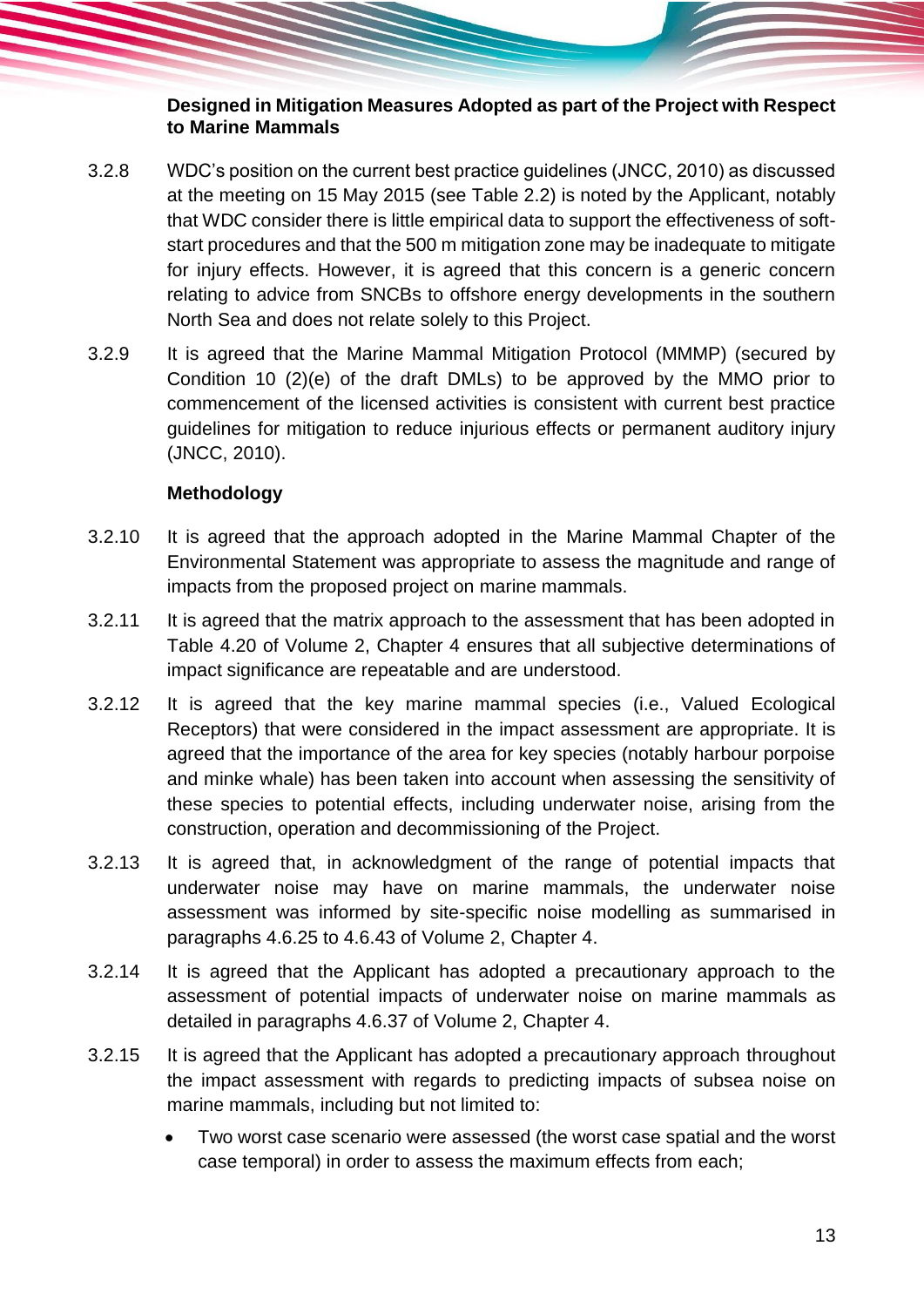### Designed in Mitigation Measures Adopted as part of the Project with Respect to Marine Mammals

3.2.8 WDC's position on the current best practice guidelines (JNCC, 2010) as discussed at the meeting on 15 May 2015 (see Table 2.2) is noted by the Applicant, notably that WDC consider there is little empirical data to support the effectiveness of soft-start procedures and that the 500 m mitigation zone may be inadequate to mitigate for injury effects. However, it is agreed that this concern is a generic concern relating to advice from SNCBs to offshore energy developments in the southern North Sea and does not relate solely to this Project.

3.2.9 It is agreed that the Marine Mammal Mitigation Protocol (MMMP) (secured by Condition 10 (2)(e) of the draft DMLs) to be approved by the MMO prior to commencement of the licensed activities is consistent with current best practice guidelines for mitigation to reduce injurious effects or permanent auditory injury (JNCC, 2010).

### Methodology

3.2.10 It is agreed that the approach adopted in the Marine Mammal Chapter of the Environmental Statement was appropriate to assess the magnitude and range of impacts from the proposed project on marine mammals.

3.2.11 It is agreed that the matrix approach to the assessment that has been adopted in Table 4.20 of Volume 2, Chapter 4 ensures that all subjective determinations of impact significance are repeatable and are understood.

3.2.12 It is agreed that the key marine mammal species (i.e., Valued Ecological Receptors) that were considered in the impact assessment are appropriate. It is agreed that the importance of the area for key species (notably harbour porpoise and minke whale) has been taken into account when assessing the sensitivity of these species to potential effects, including underwater noise, arising from the construction, operation and decommissioning of the Project.

3.2.13 It is agreed that, in acknowledgment of the range of potential impacts that underwater noise may have on marine mammals, the underwater noise assessment was informed by site-specific noise modelling as summarised in paragraphs 4.6.25 to 4.6.43 of Volume 2, Chapter 4.

3.2.14 It is agreed that the Applicant has adopted a precautionary approach to the assessment of potential impacts of underwater noise on marine mammals as detailed in paragraphs 4.6.37 of Volume 2, Chapter 4.

3.2.15 It is agreed that the Applicant has adopted a precautionary approach throughout the impact assessment with regards to predicting impacts of subsea noise on marine mammals, including but not limited to:

- Two worst case scenario were assessed (the worst case spatial and the worst case temporal) in order to assess the maximum effects from each;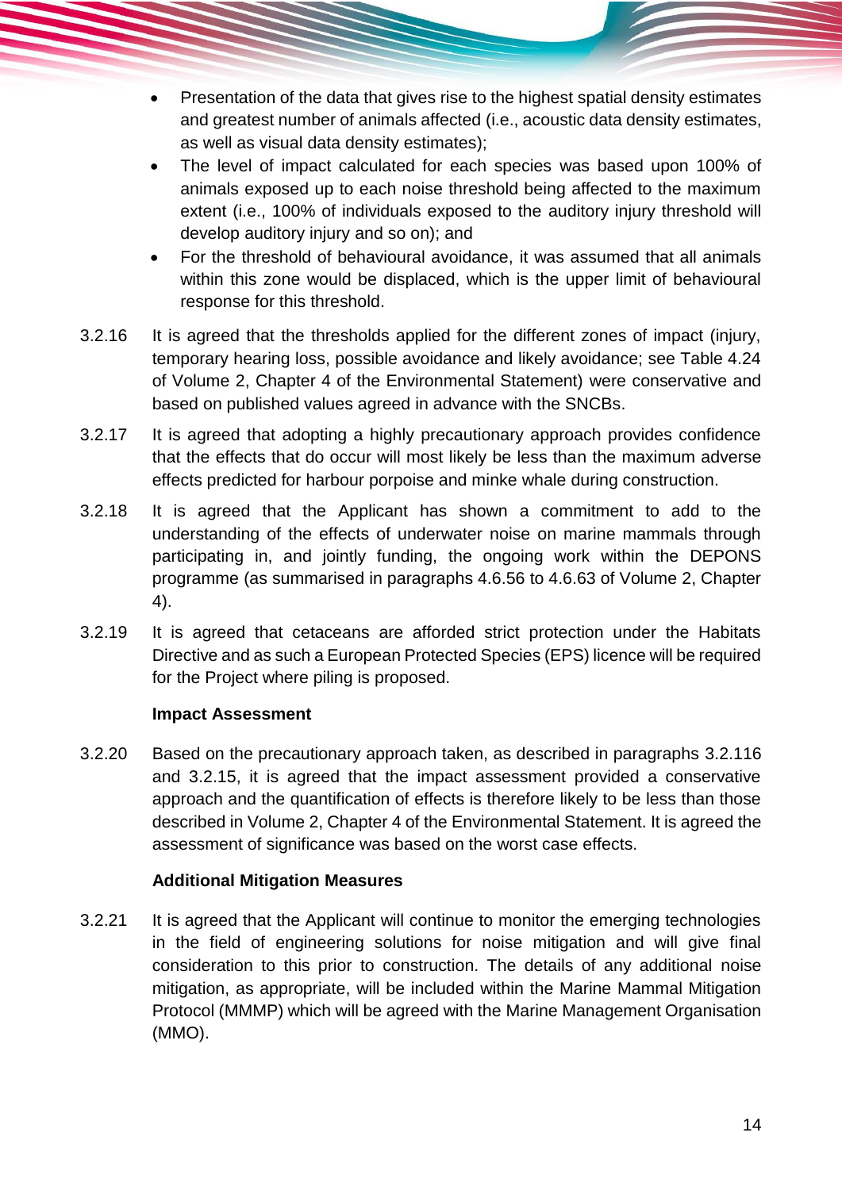- Presentation of the data that gives rise to the highest spatial density estimates and greatest number of animals affected (i.e., acoustic data density estimates, as well as visual data density estimates);
- The level of impact calculated for each species was based upon 100% of animals exposed up to each noise threshold being affected to the maximum extent (i.e., 100% of individuals exposed to the auditory injury threshold will develop auditory injury and so on); and
- For the threshold of behavioural avoidance, it was assumed that all animals within this zone would be displaced, which is the upper limit of behavioural response for this threshold.

3.2.16 It is agreed that the thresholds applied for the different zones of impact (injury, temporary hearing loss, possible avoidance and likely avoidance; see Table 4.24 of Volume 2, Chapter 4 of the Environmental Statement) were conservative and based on published values agreed in advance with the SNCBs.

3.2.17 It is agreed that adopting a highly precautionary approach provides confidence that the effects that do occur will most likely be less than the maximum adverse effects predicted for harbour porpoise and minke whale during construction.

3.2.18 It is agreed that the Applicant has shown a commitment to add to the understanding of the effects of underwater noise on marine mammals through participating in, and jointly funding, the ongoing work within the DEPONS programme (as summarised in paragraphs 4.6.56 to 4.6.63 of Volume 2, Chapter 4).

3.2.19 It is agreed that cetaceans are afforded strict protection under the Habitats Directive and as such a European Protected Species (EPS) licence will be required for the Project where piling is proposed.

**Impact Assessment**

3.2.20 Based on the precautionary approach taken, as described in paragraphs 3.2.116 and 3.2.15, it is agreed that the impact assessment provided a conservative approach and the quantification of effects is therefore likely to be less than those described in Volume 2, Chapter 4 of the Environmental Statement. It is agreed the assessment of significance was based on the worst case effects.

**Additional Mitigation Measures**

3.2.21 It is agreed that the Applicant will continue to monitor the emerging technologies in the field of engineering solutions for noise mitigation and will give final consideration to this prior to construction. The details of any additional noise mitigation, as appropriate, will be included within the Marine Mammal Mitigation Protocol (MMMP) which will be agreed with the Marine Management Organisation (MMO).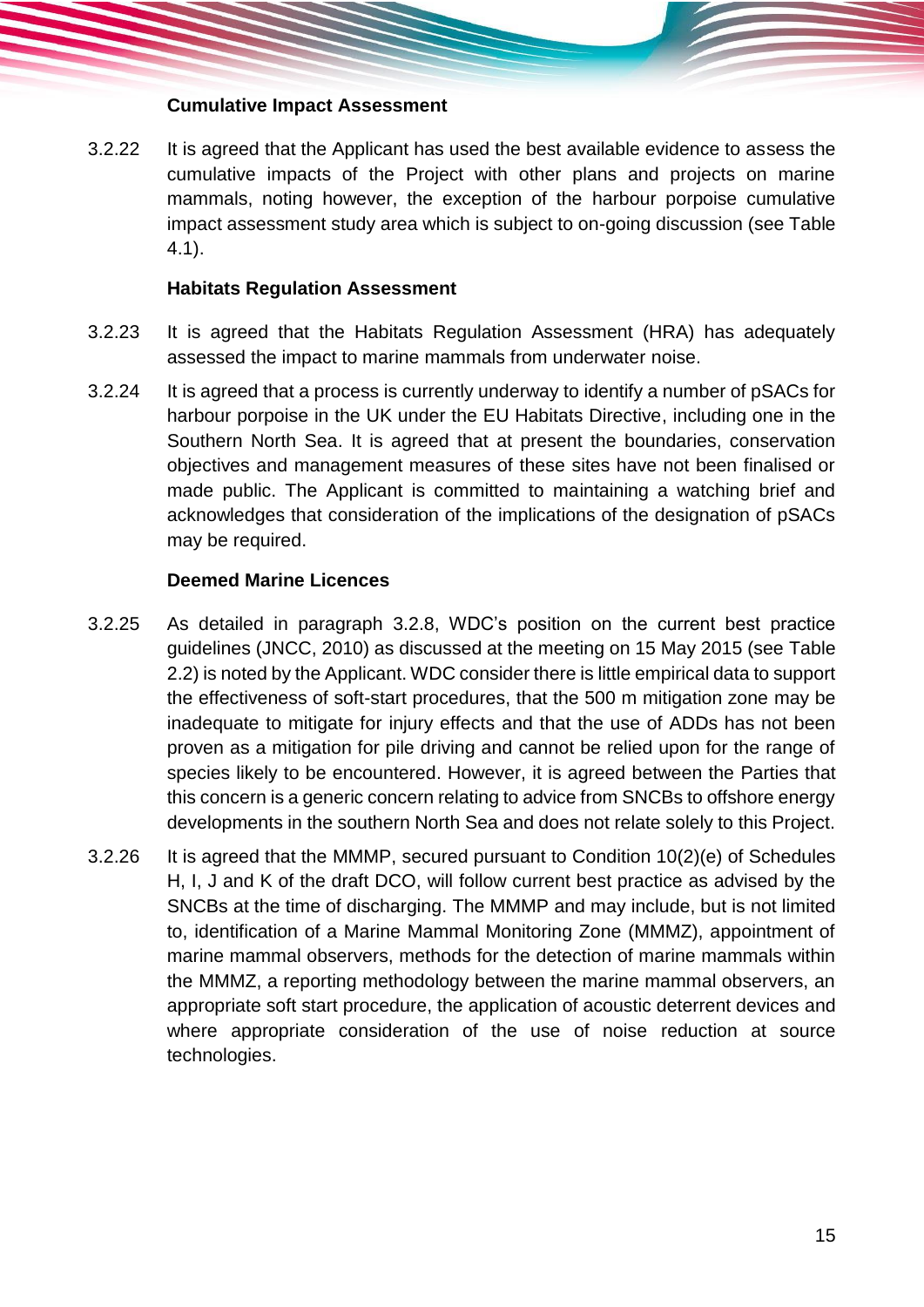**Cumulative Impact Assessment**

3.2.22 It is agreed that the Applicant has used the best available evidence to assess the cumulative impacts of the Project with other plans and projects on marine mammals, noting however, the exception of the harbour porpoise cumulative impact assessment study area which is subject to on-going discussion (see Table 4.1).

**Habitats Regulation Assessment**

3.2.23 It is agreed that the Habitats Regulation Assessment (HRA) has adequately assessed the impact to marine mammals from underwater noise.

3.2.24 It is agreed that a process is currently underway to identify a number of pSACs for harbour porpoise in the UK under the EU Habitats Directive, including one in the Southern North Sea. It is agreed that at present the boundaries, conservation objectives and management measures of these sites have not been finalised or made public. The Applicant is committed to maintaining a watching brief and acknowledges that consideration of the implications of the designation of pSACs may be required.

**Deemed Marine Licences**

3.2.25 As detailed in paragraph 3.2.8, WDC's position on the current best practice guidelines (JNCC, 2010) as discussed at the meeting on 15 May 2015 (see Table 2.2) is noted by the Applicant. WDC consider there is little empirical data to support the effectiveness of soft-start procedures, that the 500 m mitigation zone may be inadequate to mitigate for injury effects and that the use of ADDs has not been proven as a mitigation for pile driving and cannot be relied upon for the range of species likely to be encountered. However, it is agreed between the Parties that this concern is a generic concern relating to advice from SNCBs to offshore energy developments in the southern North Sea and does not relate solely to this Project.

3.2.26 It is agreed that the MMMP, secured pursuant to Condition 10(2)(e) of Schedules H, I, J and K of the draft DCO, will follow current best practice as advised by the SNCBs at the time of discharging. The MMMP and may include, but is not limited to, identification of a Marine Mammal Monitoring Zone (MMMZ), appointment of marine mammal observers, methods for the detection of marine mammals within the MMMZ, a reporting methodology between the marine mammal observers, an appropriate soft start procedure, the application of acoustic deterrent devices and where appropriate consideration of the use of noise reduction at source technologies.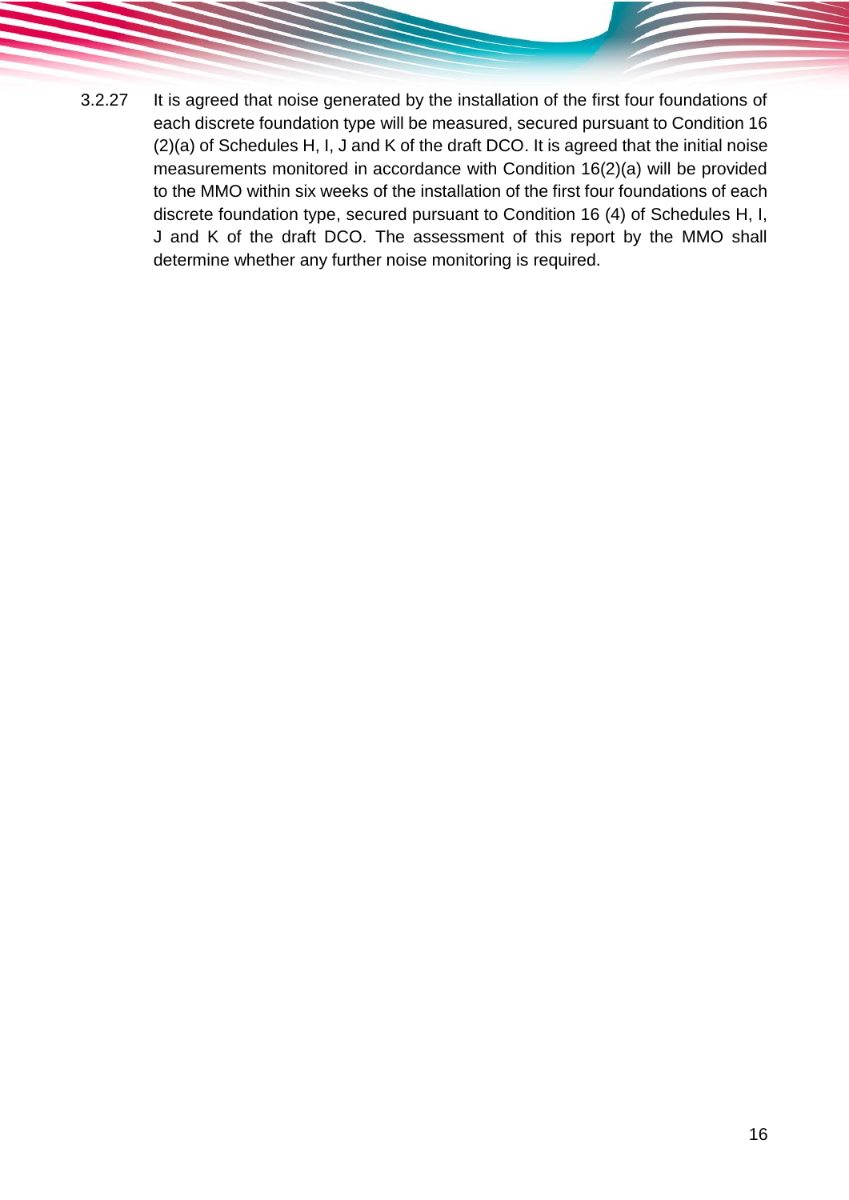3.2.27 It is agreed that noise generated by the installation of the first four foundations of each discrete foundation type will be measured, secured pursuant to Condition 16 (2)(a) of Schedules H, I, J and K of the draft DCO. It is agreed that the initial noise measurements monitored in accordance with Condition 16(2)(a) will be provided to the MMO within six weeks of the installation of the first four foundations of each discrete foundation type, secured pursuant to Condition 16 (4) of Schedules H, I, J and K of the draft DCO. The assessment of this report by the MMO shall determine whether any further noise monitoring is required.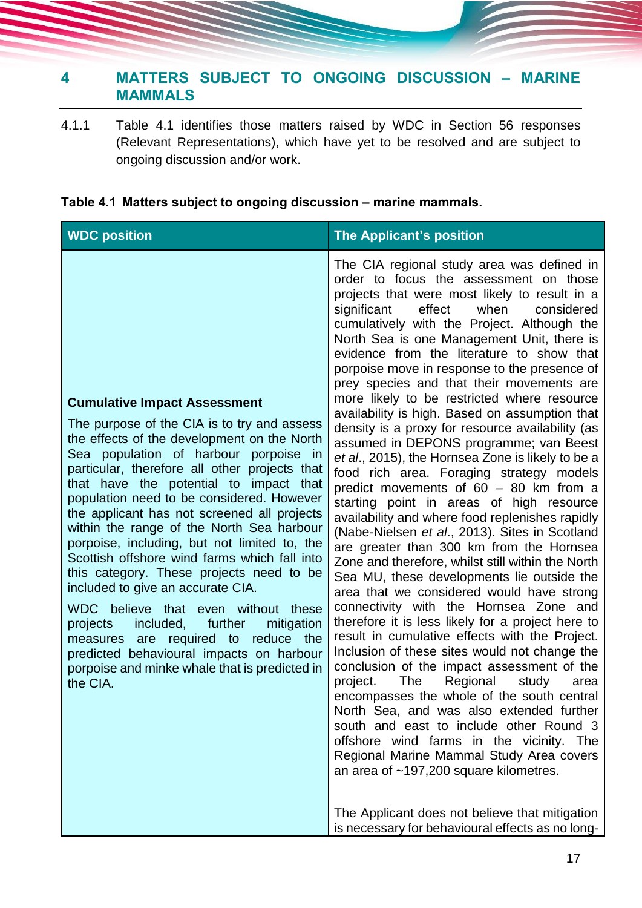# 4 MATTERS SUBJECT TO ONGOING DISCUSSION – MARINE MAMMALS

4.1.1 Table 4.1 identifies those matters raised by WDC in Section 56 responses (Relevant Representations), which have yet to be resolved and are subject to ongoing discussion and/or work.

**Table 4.1 Matters subject to ongoing discussion – marine mammals.**

| WDC position | The Applicant's position |
|---|---|
| **Cumulative Impact Assessment**<br><br>The purpose of the CIA is to try and assess the effects of the development on the North Sea population of harbour porpoise in particular, therefore all other projects that that have the potential to impact that population need to be considered. However the applicant has not screened all projects within the range of the North Sea harbour porpoise, including, but not limited to, the Scottish offshore wind farms which fall into this category. These projects need to be included to give an accurate CIA.<br><br>WDC believe that even without these projects included, further mitigation measures are required to reduce the predicted behavioural impacts on harbour porpoise and minke whale that is predicted in the CIA. | The CIA regional study area was defined in order to focus the assessment on those projects that were most likely to result in a significant effect when considered cumulatively with the Project. Although the North Sea is one Management Unit, there is evidence from the literature to show that porpoise move in response to the presence of prey species and that their movements are more likely to be restricted where resource availability is high. Based on assumption that density is a proxy for resource availability (as assumed in DEPONS programme; van Beest *et al*., 2015), the Hornsea Zone is likely to be a food rich area. Foraging strategy models predict movements of 60 – 80 km from a starting point in areas of high resource availability and where food replenishes rapidly (Nabe-Nielsen *et al*., 2013). Sites in Scotland are greater than 300 km from the Hornsea Zone and therefore, whilst still within the North Sea MU, these developments lie outside the area that we considered would have strong connectivity with the Hornsea Zone and therefore it is less likely for a project here to result in cumulative effects with the Project. Inclusion of these sites would not change the conclusion of the impact assessment of the project. The Regional study area encompasses the whole of the south central North Sea, and was also extended further south and east to include other Round 3 offshore wind farms in the vicinity. The Regional Marine Mammal Study Area covers an area of ~197,200 square kilometres.<br><br>The Applicant does not believe that mitigation is necessary for behavioural effects as no long- |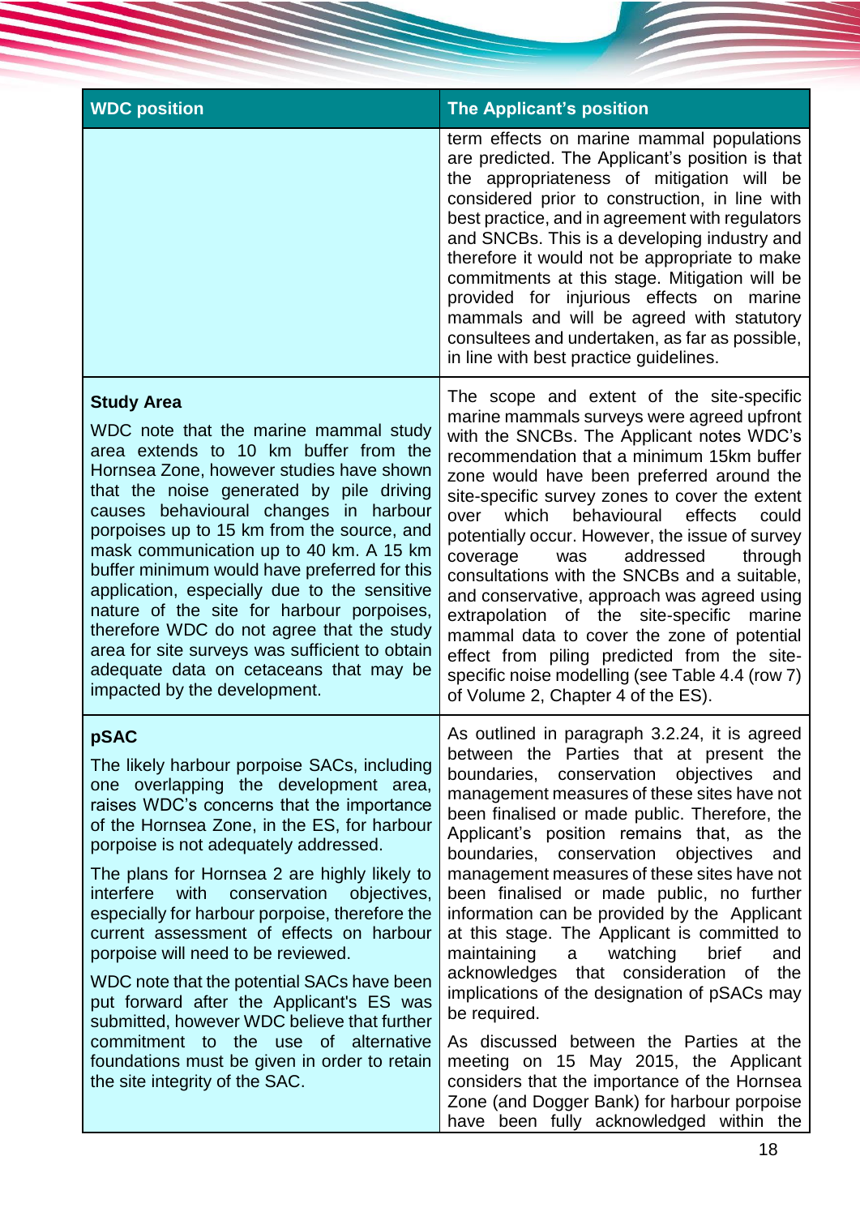| WDC position | The Applicant's position |
|---|---|
| | term effects on marine mammal populations are predicted. The Applicant's position is that the appropriateness of mitigation will be considered prior to construction, in line with best practice, and in agreement with regulators and SNCBs. This is a developing industry and therefore it would not be appropriate to make commitments at this stage. Mitigation will be provided for injurious effects on marine mammals and will be agreed with statutory consultees and undertaken, as far as possible, in line with best practice guidelines. |
| **Study Area**<br><br>WDC note that the marine mammal study area extends to 10 km buffer from the Hornsea Zone, however studies have shown that the noise generated by pile driving causes behavioural changes in harbour porpoises up to 15 km from the source, and mask communication up to 40 km. A 15 km buffer minimum would have preferred for this application, especially due to the sensitive nature of the site for harbour porpoises, therefore WDC do not agree that the study area for site surveys was sufficient to obtain adequate data on cetaceans that may be impacted by the development. | The scope and extent of the site-specific marine mammals surveys were agreed upfront with the SNCBs. The Applicant notes WDC's recommendation that a minimum 15km buffer zone would have been preferred around the site-specific survey zones to cover the extent over which behavioural effects could potentially occur. However, the issue of survey coverage was addressed through consultations with the SNCBs and a suitable, and conservative, approach was agreed using extrapolation of the site-specific marine mammal data to cover the zone of potential effect from piling predicted from the site-specific noise modelling (see Table 4.4 (row 7) of Volume 2, Chapter 4 of the ES). |
| **pSAC**<br><br>The likely harbour porpoise SACs, including one overlapping the development area, raises WDC's concerns that the importance of the Hornsea Zone, in the ES, for harbour porpoise is not adequately addressed.<br><br>The plans for Hornsea 2 are highly likely to interfere with conservation objectives, especially for harbour porpoise, therefore the current assessment of effects on harbour porpoise will need to be reviewed.<br><br>WDC note that the potential SACs have been put forward after the Applicant's ES was submitted, however WDC believe that further commitment to the use of alternative foundations must be given in order to retain the site integrity of the SAC. | As outlined in paragraph 3.2.24, it is agreed between the Parties that at present the boundaries, conservation objectives and management measures of these sites have not been finalised or made public. Therefore, the Applicant's position remains that, as the boundaries, conservation objectives and management measures of these sites have not been finalised or made public, no further information can be provided by the Applicant at this stage. The Applicant is committed to maintaining a watching brief and acknowledges that consideration of the implications of the designation of pSACs may be required.<br><br>As discussed between the Parties at the meeting on 15 May 2015, the Applicant considers that the importance of the Hornsea Zone (and Dogger Bank) for harbour porpoise have been fully acknowledged within the |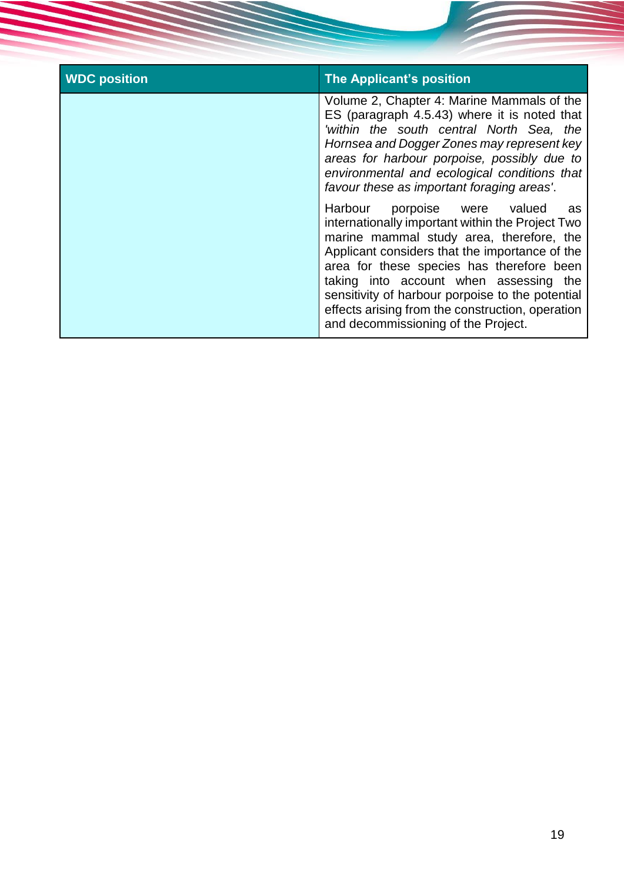| WDC position | The Applicant's position |
| --- | --- |
| | Volume 2, Chapter 4: Marine Mammals of the ES (paragraph 4.5.43) where it is noted that *'within the south central North Sea, the Hornsea and Dogger Zones may represent key areas for harbour porpoise, possibly due to environmental and ecological conditions that favour these as important foraging areas'*.<br><br>Harbour porpoise were valued as internationally important within the Project Two marine mammal study area, therefore, the Applicant considers that the importance of the area for these species has therefore been taking into account when assessing the sensitivity of harbour porpoise to the potential effects arising from the construction, operation and decommissioning of the Project. |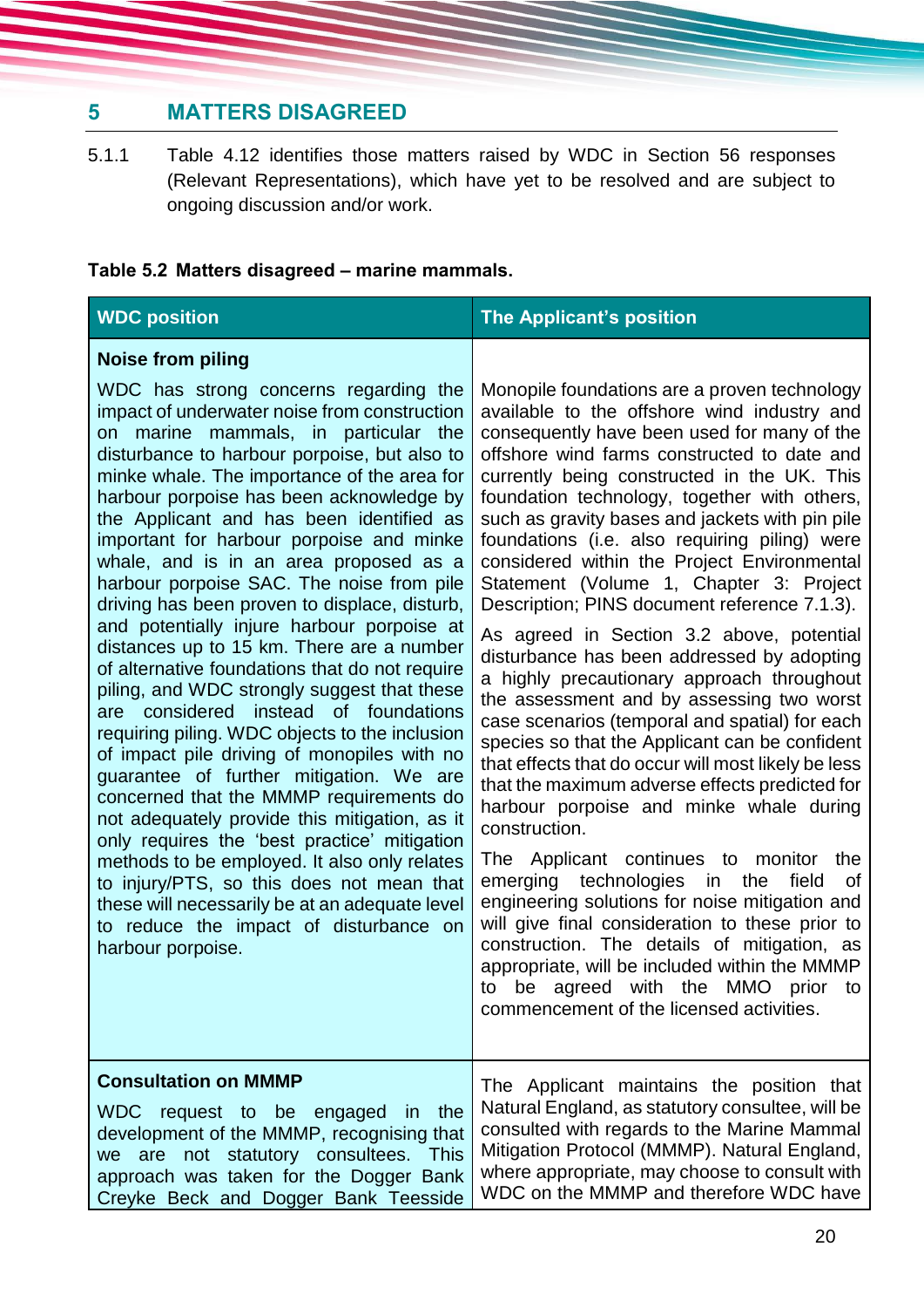# 5 MATTERS DISAGREED

5.1.1 Table 4.12 identifies those matters raised by WDC in Section 56 responses (Relevant Representations), which have yet to be resolved and are subject to ongoing discussion and/or work.

**Table 5.2 Matters disagreed – marine mammals.**

| WDC position | The Applicant's position |
|---|---|
| **Noise from piling**<br><br>WDC has strong concerns regarding the impact of underwater noise from construction on marine mammals, in particular the disturbance to harbour porpoise, but also to minke whale. The importance of the area for harbour porpoise has been acknowledge by the Applicant and has been identified as important for harbour porpoise and minke whale, and is in an area proposed as a harbour porpoise SAC. The noise from pile driving has been proven to displace, disturb, and potentially injure harbour porpoise at distances up to 15 km. There are a number of alternative foundations that do not require piling, and WDC strongly suggest that these are considered instead of foundations requiring piling. WDC objects to the inclusion of impact pile driving of monopiles with no guarantee of further mitigation. We are concerned that the MMMP requirements do not adequately provide this mitigation, as it only requires the 'best practice' mitigation methods to be employed. It also only relates to injury/PTS, so this does not mean that these will necessarily be at an adequate level to reduce the impact of disturbance on harbour porpoise. | Monopile foundations are a proven technology available to the offshore wind industry and consequently have been used for many of the offshore wind farms constructed to date and currently being constructed in the UK. This foundation technology, together with others, such as gravity bases and jackets with pin pile foundations (i.e. also requiring piling) were considered within the Project Environmental Statement (Volume 1, Chapter 3: Project Description; PINS document reference 7.1.3).<br><br>As agreed in Section 3.2 above, potential disturbance has been addressed by adopting a highly precautionary approach throughout the assessment and by assessing two worst case scenarios (temporal and spatial) for each species so that the Applicant can be confident that effects that do occur will most likely be less that the maximum adverse effects predicted for harbour porpoise and minke whale during construction.<br><br>The Applicant continues to monitor the emerging technologies in the field of engineering solutions for noise mitigation and will give final consideration to these prior to construction. The details of mitigation, as appropriate, will be included within the MMMP to be agreed with the MMO prior to commencement of the licensed activities. |
| **Consultation on MMMP**<br><br>WDC request to be engaged in the development of the MMMP, recognising that we are not statutory consultees. This approach was taken for the Dogger Bank Creyke Beck and Dogger Bank Teesside | The Applicant maintains the position that Natural England, as statutory consultee, will be consulted with regards to the Marine Mammal Mitigation Protocol (MMMP). Natural England, where appropriate, may choose to consult with WDC on the MMMP and therefore WDC have |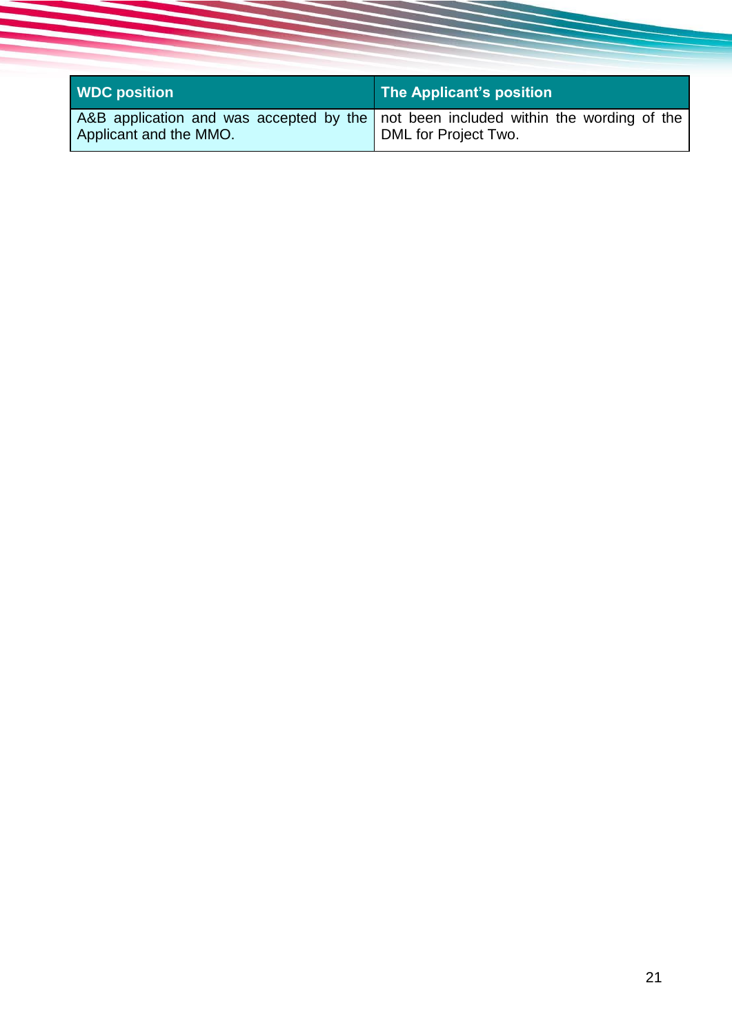| WDC position | The Applicant's position |
| --- | --- |
| A&B application and was accepted by the Applicant and the MMO. | not been included within the wording of the DML for Project Two. |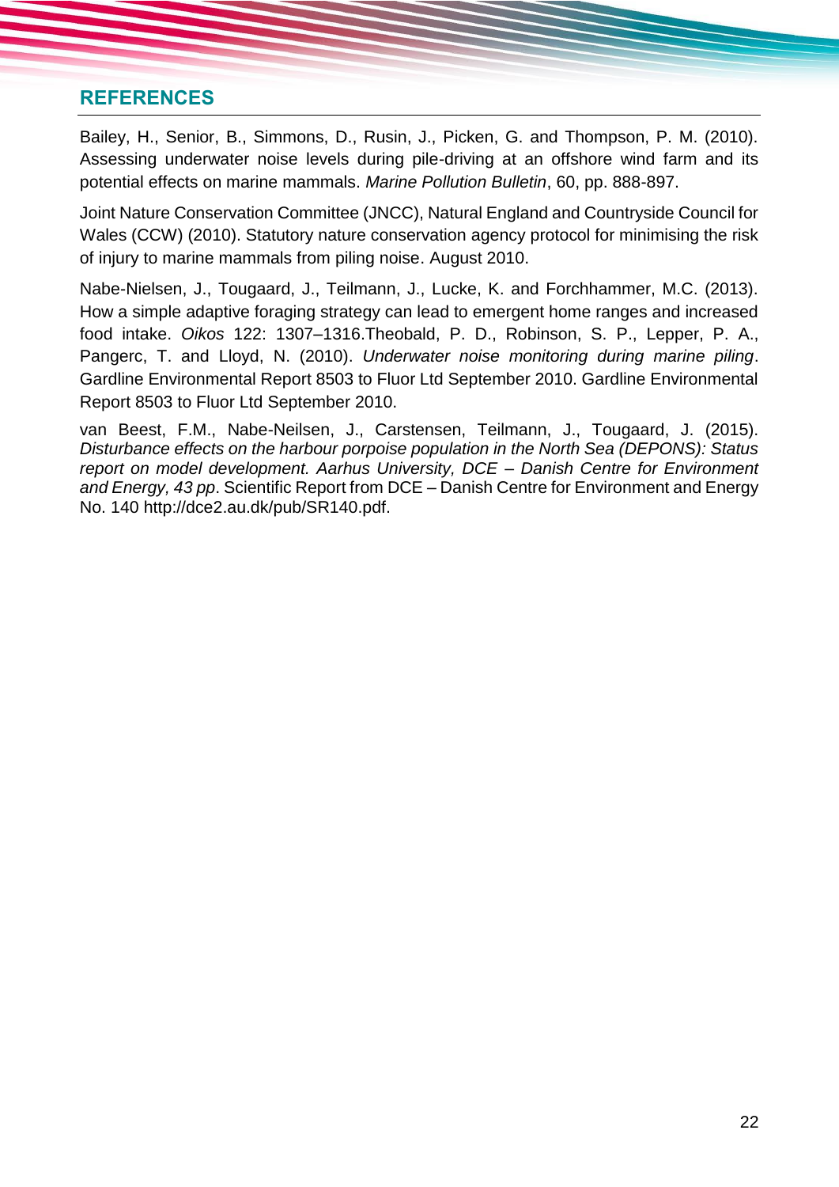## REFERENCES

Bailey, H., Senior, B., Simmons, D., Rusin, J., Picken, G. and Thompson, P. M. (2010). Assessing underwater noise levels during pile-driving at an offshore wind farm and its potential effects on marine mammals. *Marine Pollution Bulletin*, 60, pp. 888-897.

Joint Nature Conservation Committee (JNCC), Natural England and Countryside Council for Wales (CCW) (2010). Statutory nature conservation agency protocol for minimising the risk of injury to marine mammals from piling noise. August 2010.

Nabe-Nielsen, J., Tougaard, J., Teilmann, J., Lucke, K. and Forchhammer, M.C. (2013). How a simple adaptive foraging strategy can lead to emergent home ranges and increased food intake. *Oikos* 122: 1307–1316.Theobald, P. D., Robinson, S. P., Lepper, P. A., Pangerc, T. and Lloyd, N. (2010). *Underwater noise monitoring during marine piling*. Gardline Environmental Report 8503 to Fluor Ltd September 2010. Gardline Environmental Report 8503 to Fluor Ltd September 2010.

van Beest, F.M., Nabe-Neilsen, J., Carstensen, Teilmann, J., Tougaard, J. (2015). *Disturbance effects on the harbour porpoise population in the North Sea (DEPONS): Status report on model development. Aarhus University, DCE – Danish Centre for Environment and Energy, 43 pp*. Scientific Report from DCE – Danish Centre for Environment and Energy No. 140 http://dce2.au.dk/pub/SR140.pdf.